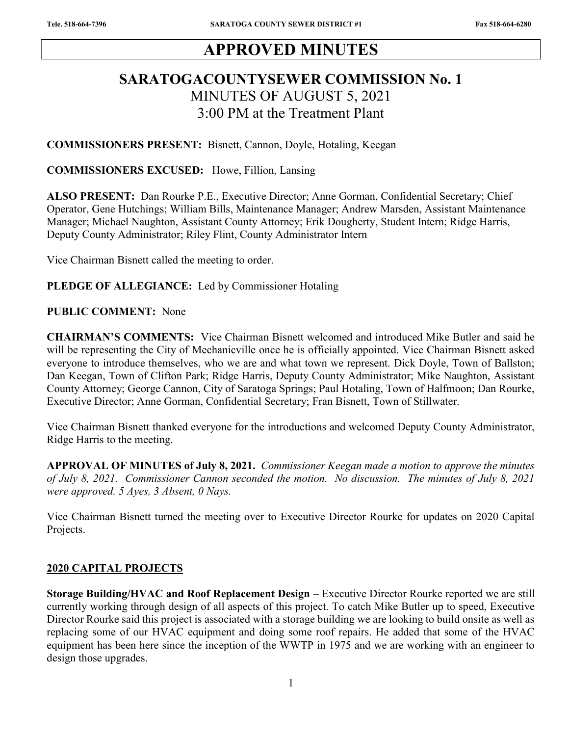# APPROVED MINUTES

## SARATOGACOUNTYSEWER COMMISSION No. 1

MINUTES OF AUGUST 5, 2021

3:00 PM at the Treatment Plant

**COMMISSIONERS PRESENT:** Bisnett, Cannon, Doyle, Hotaling, Keegan

**COMMISSIONERS EXCUSED:** Howe, Fillion, Lansing

**ALSO PRESENT:** Dan Rourke P.E., Executive Director; Anne Gorman, Confidential Secretary; Chief Operator, Gene Hutchings; William Bills, Maintenance Manager; Andrew Marsden, Assistant Maintenance Manager; Michael Naughton, Assistant County Attorney; Erik Dougherty, Student Intern; Ridge Harris, Deputy County Administrator; Riley Flint, County Administrator Intern

Vice Chairman Bisnett called the meeting to order.

**PLEDGE OF ALLEGIANCE:** Led by Commissioner Hotaling

**PUBLIC COMMENT:** None

**CHAIRMAN'S COMMENTS:** Vice Chairman Bisnett welcomed and introduced Mike Butler and said he will be representing the City of Mechanicville once he is officially appointed. Vice Chairman Bisnett asked everyone to introduce themselves, who we are and what town we represent. Dick Doyle, Town of Ballston; Dan Keegan, Town of Clifton Park; Ridge Harris, Deputy County Administrator; Mike Naughton, Assistant County Attorney; George Cannon, City of Saratoga Springs; Paul Hotaling, Town of Halfmoon; Dan Rourke, Executive Director; Anne Gorman, Confidential Secretary; Fran Bisnett, Town of Stillwater.

Vice Chairman Bisnett thanked everyone for the introductions and welcomed Deputy County Administrator, Ridge Harris to the meeting.

**APPROVAL OF MINUTES of July 8, 2021.** *Commissioner Keegan made a motion to approve the minutes of July 8, 2021. Commissioner Cannon seconded the motion. No discussion. The minutes of July 8, 2021 were approved. 5 Ayes, 3 Absent, 0 Nays.*

Vice Chairman Bisnett turned the meeting over to Executive Director Rourke for updates on 2020 Capital Projects.

## 2020 CAPITAL PROJECTS

**Storage Building/HVAC and Roof Replacement Design** – Executive Director Rourke reported we are still currently working through design of all aspects of this project. To catch Mike Butler up to speed, Executive Director Rourke said this project is associated with a storage building we are looking to build onsite as well as replacing some of our HVAC equipment and doing some roof repairs. He added that some of the HVAC equipment has been here since the inception of the WWTP in 1975 and we are working with an engineer to design those upgrades.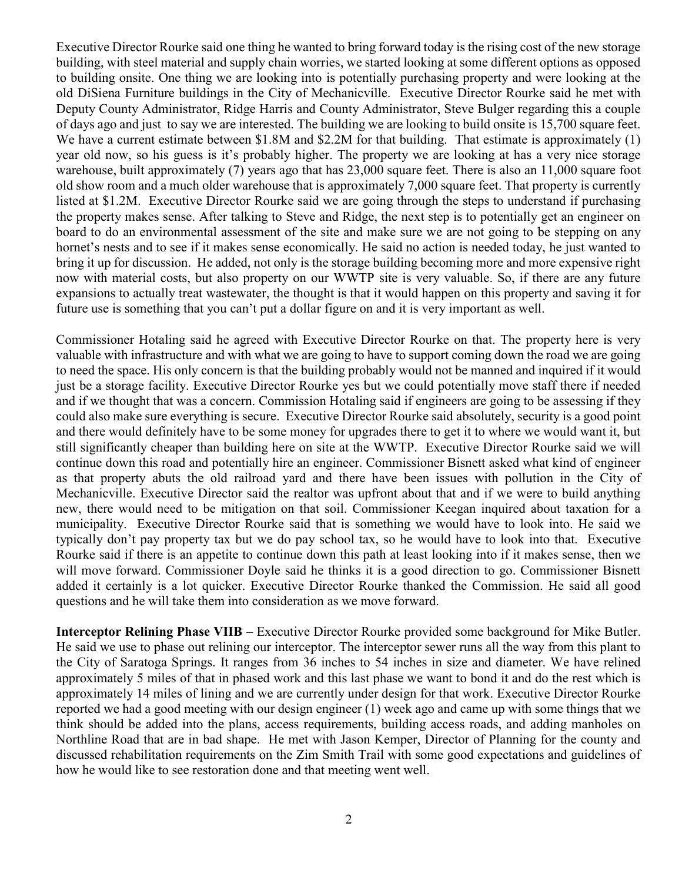Executive Director Rourke said one thing he wanted to bring forward today is the rising cost of the new storage building, with steel material and supply chain worries, we started looking at some different options as opposed to building onsite. One thing we are looking into is potentially purchasing property and were looking at the old DiSiena Furniture buildings in the City of Mechanicville. Executive Director Rourke said he met with Deputy County Administrator, Ridge Harris and County Administrator, Steve Bulger regarding this a couple of days ago and just to say we are interested. The building we are looking to build onsite is 15,700 square feet. We have a current estimate between $1.8M and $2.2M for that building. That estimate is approximately (1) year old now, so his guess is it's probably higher. The property we are looking at has a very nice storage warehouse, built approximately (7) years ago that has 23,000 square feet. There is also an 11,000 square foot old show room and a much older warehouse that is approximately 7,000 square feet. That property is currently listed at $1.2M. Executive Director Rourke said we are going through the steps to understand if purchasing the property makes sense. After talking to Steve and Ridge, the next step is to potentially get an engineer on board to do an environmental assessment of the site and make sure we are not going to be stepping on any hornet's nests and to see if it makes sense economically. He said no action is needed today, he just wanted to bring it up for discussion. He added, not only is the storage building becoming more and more expensive right now with material costs, but also property on our WWTP site is very valuable. So, if there are any future expansions to actually treat wastewater, the thought is that it would happen on this property and saving it for future use is something that you can't put a dollar figure on and it is very important as well.

Commissioner Hotaling said he agreed with Executive Director Rourke on that. The property here is very valuable with infrastructure and with what we are going to have to support coming down the road we are going to need the space. His only concern is that the building probably would not be manned and inquired if it would just be a storage facility. Executive Director Rourke yes but we could potentially move staff there if needed and if we thought that was a concern. Commission Hotaling said if engineers are going to be assessing if they could also make sure everything is secure. Executive Director Rourke said absolutely, security is a good point and there would definitely have to be some money for upgrades there to get it to where we would want it, but still significantly cheaper than building here on site at the WWTP. Executive Director Rourke said we will continue down this road and potentially hire an engineer. Commissioner Bisnett asked what kind of engineer as that property abuts the old railroad yard and there have been issues with pollution in the City of Mechanicville. Executive Director said the realtor was upfront about that and if we were to build anything new, there would need to be mitigation on that soil. Commissioner Keegan inquired about taxation for a municipality. Executive Director Rourke said that is something we would have to look into. He said we typically don't pay property tax but we do pay school tax, so he would have to look into that. Executive Rourke said if there is an appetite to continue down this path at least looking into if it makes sense, then we will move forward. Commissioner Doyle said he thinks it is a good direction to go. Commissioner Bisnett added it certainly is a lot quicker. Executive Director Rourke thanked the Commission. He said all good questions and he will take them into consideration as we move forward.

**Interceptor Relining Phase VIIB** – Executive Director Rourke provided some background for Mike Butler. He said we use to phase out relining our interceptor. The interceptor sewer runs all the way from this plant to the City of Saratoga Springs. It ranges from 36 inches to 54 inches in size and diameter. We have relined approximately 5 miles of that in phased work and this last phase we want to bond it and do the rest which is approximately 14 miles of lining and we are currently under design for that work. Executive Director Rourke reported we had a good meeting with our design engineer (1) week ago and came up with some things that we think should be added into the plans, access requirements, building access roads, and adding manholes on Northline Road that are in bad shape. He met with Jason Kemper, Director of Planning for the county and discussed rehabilitation requirements on the Zim Smith Trail with some good expectations and guidelines of how he would like to see restoration done and that meeting went well.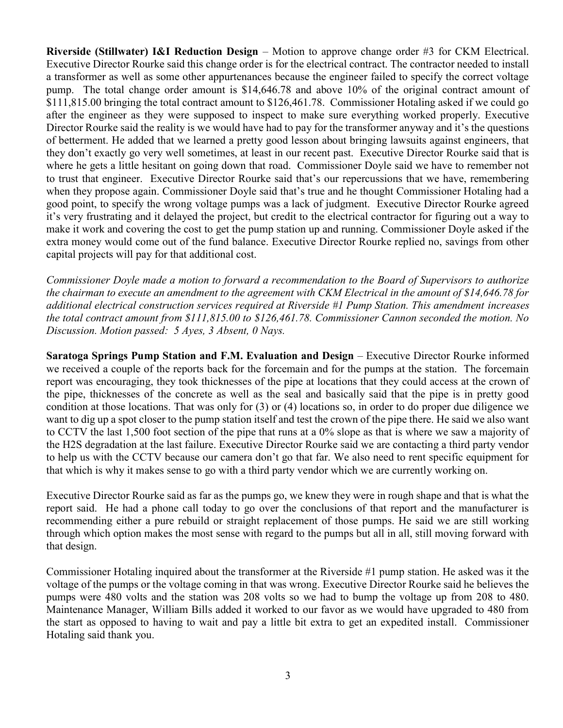**Riverside (Stillwater) I&I Reduction Design** – Motion to approve change order #3 for CKM Electrical. Executive Director Rourke said this change order is for the electrical contract. The contractor needed to install a transformer as well as some other appurtenances because the engineer failed to specify the correct voltage pump. The total change order amount is $14,646.78 and above 10% of the original contract amount of $111,815.00 bringing the total contract amount to $126,461.78. Commissioner Hotaling asked if we could go after the engineer as they were supposed to inspect to make sure everything worked properly. Executive Director Rourke said the reality is we would have had to pay for the transformer anyway and it's the questions of betterment. He added that we learned a pretty good lesson about bringing lawsuits against engineers, that they don't exactly go very well sometimes, at least in our recent past. Executive Director Rourke said that is where he gets a little hesitant on going down that road. Commissioner Doyle said we have to remember not to trust that engineer. Executive Director Rourke said that's our repercussions that we have, remembering when they propose again. Commissioner Doyle said that's true and he thought Commissioner Hotaling had a good point, to specify the wrong voltage pumps was a lack of judgment. Executive Director Rourke agreed it's very frustrating and it delayed the project, but credit to the electrical contractor for figuring out a way to make it work and covering the cost to get the pump station up and running. Commissioner Doyle asked if the extra money would come out of the fund balance. Executive Director Rourke replied no, savings from other capital projects will pay for that additional cost.

*Commissioner Doyle made a motion to forward a recommendation to the Board of Supervisors to authorize the chairman to execute an amendment to the agreement with CKM Electrical in the amount of $14,646.78 for additional electrical construction services required at Riverside #1 Pump Station. This amendment increases the total contract amount from $111,815.00 to $126,461.78. Commissioner Cannon seconded the motion. No Discussion. Motion passed: 5 Ayes, 3 Absent, 0 Nays.*

**Saratoga Springs Pump Station and F.M. Evaluation and Design** – Executive Director Rourke informed we received a couple of the reports back for the forcemain and for the pumps at the station. The forcemain report was encouraging, they took thicknesses of the pipe at locations that they could access at the crown of the pipe, thicknesses of the concrete as well as the seal and basically said that the pipe is in pretty good condition at those locations. That was only for (3) or (4) locations so, in order to do proper due diligence we want to dig up a spot closer to the pump station itself and test the crown of the pipe there. He said we also want to CCTV the last 1,500 foot section of the pipe that runs at a 0% slope as that is where we saw a majority of the H2S degradation at the last failure. Executive Director Rourke said we are contacting a third party vendor to help us with the CCTV because our camera don't go that far. We also need to rent specific equipment for that which is why it makes sense to go with a third party vendor which we are currently working on.

Executive Director Rourke said as far as the pumps go, we knew they were in rough shape and that is what the report said. He had a phone call today to go over the conclusions of that report and the manufacturer is recommending either a pure rebuild or straight replacement of those pumps. He said we are still working through which option makes the most sense with regard to the pumps but all in all, still moving forward with that design.

Commissioner Hotaling inquired about the transformer at the Riverside #1 pump station. He asked was it the voltage of the pumps or the voltage coming in that was wrong. Executive Director Rourke said he believes the pumps were 480 volts and the station was 208 volts so we had to bump the voltage up from 208 to 480. Maintenance Manager, William Bills added it worked to our favor as we would have upgraded to 480 from the start as opposed to having to wait and pay a little bit extra to get an expedited install. Commissioner Hotaling said thank you.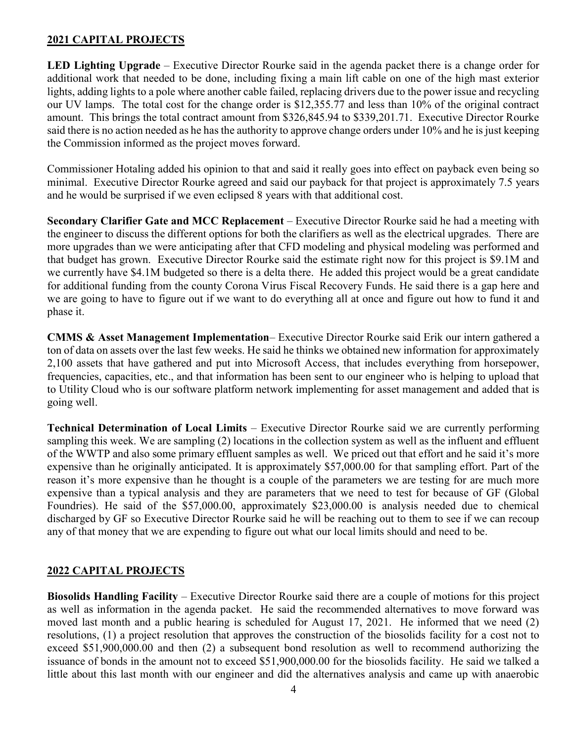## 2021 CAPITAL PROJECTS

**LED Lighting Upgrade** – Executive Director Rourke said in the agenda packet there is a change order for additional work that needed to be done, including fixing a main lift cable on one of the high mast exterior lights, adding lights to a pole where another cable failed, replacing drivers due to the power issue and recycling our UV lamps. The total cost for the change order is $12,355.77 and less than 10% of the original contract amount. This brings the total contract amount from $326,845.94 to $339,201.71. Executive Director Rourke said there is no action needed as he has the authority to approve change orders under 10% and he is just keeping the Commission informed as the project moves forward.

Commissioner Hotaling added his opinion to that and said it really goes into effect on payback even being so minimal. Executive Director Rourke agreed and said our payback for that project is approximately 7.5 years and he would be surprised if we even eclipsed 8 years with that additional cost.

**Secondary Clarifier Gate and MCC Replacement** – Executive Director Rourke said he had a meeting with the engineer to discuss the different options for both the clarifiers as well as the electrical upgrades. There are more upgrades than we were anticipating after that CFD modeling and physical modeling was performed and that budget has grown. Executive Director Rourke said the estimate right now for this project is $9.1M and we currently have $4.1M budgeted so there is a delta there. He added this project would be a great candidate for additional funding from the county Corona Virus Fiscal Recovery Funds. He said there is a gap here and we are going to have to figure out if we want to do everything all at once and figure out how to fund it and phase it.

**CMMS & Asset Management Implementation**– Executive Director Rourke said Erik our intern gathered a ton of data on assets over the last few weeks. He said he thinks we obtained new information for approximately 2,100 assets that have gathered and put into Microsoft Access, that includes everything from horsepower, frequencies, capacities, etc., and that information has been sent to our engineer who is helping to upload that to Utility Cloud who is our software platform network implementing for asset management and added that is going well.

**Technical Determination of Local Limits** – Executive Director Rourke said we are currently performing sampling this week. We are sampling (2) locations in the collection system as well as the influent and effluent of the WWTP and also some primary effluent samples as well. We priced out that effort and he said it's more expensive than he originally anticipated. It is approximately $57,000.00 for that sampling effort. Part of the reason it's more expensive than he thought is a couple of the parameters we are testing for are much more expensive than a typical analysis and they are parameters that we need to test for because of GF (Global Foundries). He said of the $57,000.00, approximately $23,000.00 is analysis needed due to chemical discharged by GF so Executive Director Rourke said he will be reaching out to them to see if we can recoup any of that money that we are expending to figure out what our local limits should and need to be.

## 2022 CAPITAL PROJECTS

**Biosolids Handling Facility** – Executive Director Rourke said there are a couple of motions for this project as well as information in the agenda packet. He said the recommended alternatives to move forward was moved last month and a public hearing is scheduled for August 17, 2021. He informed that we need (2) resolutions, (1) a project resolution that approves the construction of the biosolids facility for a cost not to exceed $51,900,000.00 and then (2) a subsequent bond resolution as well to recommend authorizing the issuance of bonds in the amount not to exceed $51,900,000.00 for the biosolids facility. He said we talked a little about this last month with our engineer and did the alternatives analysis and came up with anaerobic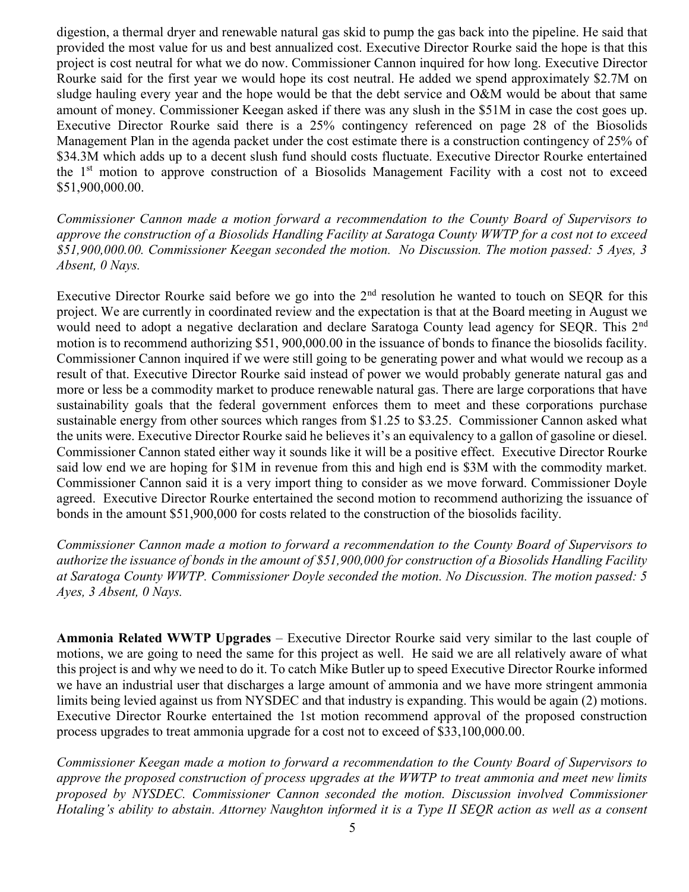digestion, a thermal dryer and renewable natural gas skid to pump the gas back into the pipeline. He said that provided the most value for us and best annualized cost. Executive Director Rourke said the hope is that this project is cost neutral for what we do now. Commissioner Cannon inquired for how long. Executive Director Rourke said for the first year we would hope its cost neutral. He added we spend approximately $2.7M on sludge hauling every year and the hope would be that the debt service and O&M would be about that same amount of money. Commissioner Keegan asked if there was any slush in the $51M in case the cost goes up. Executive Director Rourke said there is a 25% contingency referenced on page 28 of the Biosolids Management Plan in the agenda packet under the cost estimate there is a construction contingency of 25% of $34.3M which adds up to a decent slush fund should costs fluctuate. Executive Director Rourke entertained the 1st motion to approve construction of a Biosolids Management Facility with a cost not to exceed $51,900,000.00.

*Commissioner Cannon made a motion forward a recommendation to the County Board of Supervisors to approve the construction of a Biosolids Handling Facility at Saratoga County WWTP for a cost not to exceed $51,900,000.00. Commissioner Keegan seconded the motion. No Discussion. The motion passed: 5 Ayes, 3 Absent, 0 Nays.*

Executive Director Rourke said before we go into the 2nd resolution he wanted to touch on SEQR for this project. We are currently in coordinated review and the expectation is that at the Board meeting in August we would need to adopt a negative declaration and declare Saratoga County lead agency for SEQR. This 2nd motion is to recommend authorizing $51, 900,000.00 in the issuance of bonds to finance the biosolids facility. Commissioner Cannon inquired if we were still going to be generating power and what would we recoup as a result of that. Executive Director Rourke said instead of power we would probably generate natural gas and more or less be a commodity market to produce renewable natural gas. There are large corporations that have sustainability goals that the federal government enforces them to meet and these corporations purchase sustainable energy from other sources which ranges from $1.25 to $3.25. Commissioner Cannon asked what the units were. Executive Director Rourke said he believes it's an equivalency to a gallon of gasoline or diesel. Commissioner Cannon stated either way it sounds like it will be a positive effect. Executive Director Rourke said low end we are hoping for $1M in revenue from this and high end is $3M with the commodity market. Commissioner Cannon said it is a very import thing to consider as we move forward. Commissioner Doyle agreed. Executive Director Rourke entertained the second motion to recommend authorizing the issuance of bonds in the amount $51,900,000 for costs related to the construction of the biosolids facility.

*Commissioner Cannon made a motion to forward a recommendation to the County Board of Supervisors to authorize the issuance of bonds in the amount of $51,900,000 for construction of a Biosolids Handling Facility at Saratoga County WWTP. Commissioner Doyle seconded the motion. No Discussion. The motion passed: 5 Ayes, 3 Absent, 0 Nays.*

**Ammonia Related WWTP Upgrades** – Executive Director Rourke said very similar to the last couple of motions, we are going to need the same for this project as well. He said we are all relatively aware of what this project is and why we need to do it. To catch Mike Butler up to speed Executive Director Rourke informed we have an industrial user that discharges a large amount of ammonia and we have more stringent ammonia limits being levied against us from NYSDEC and that industry is expanding. This would be again (2) motions. Executive Director Rourke entertained the 1st motion recommend approval of the proposed construction process upgrades to treat ammonia upgrade for a cost not to exceed of $33,100,000.00.

*Commissioner Keegan made a motion to forward a recommendation to the County Board of Supervisors to approve the proposed construction of process upgrades at the WWTP to treat ammonia and meet new limits proposed by NYSDEC. Commissioner Cannon seconded the motion. Discussion involved Commissioner Hotaling's ability to abstain. Attorney Naughton informed it is a Type II SEQR action as well as a consent*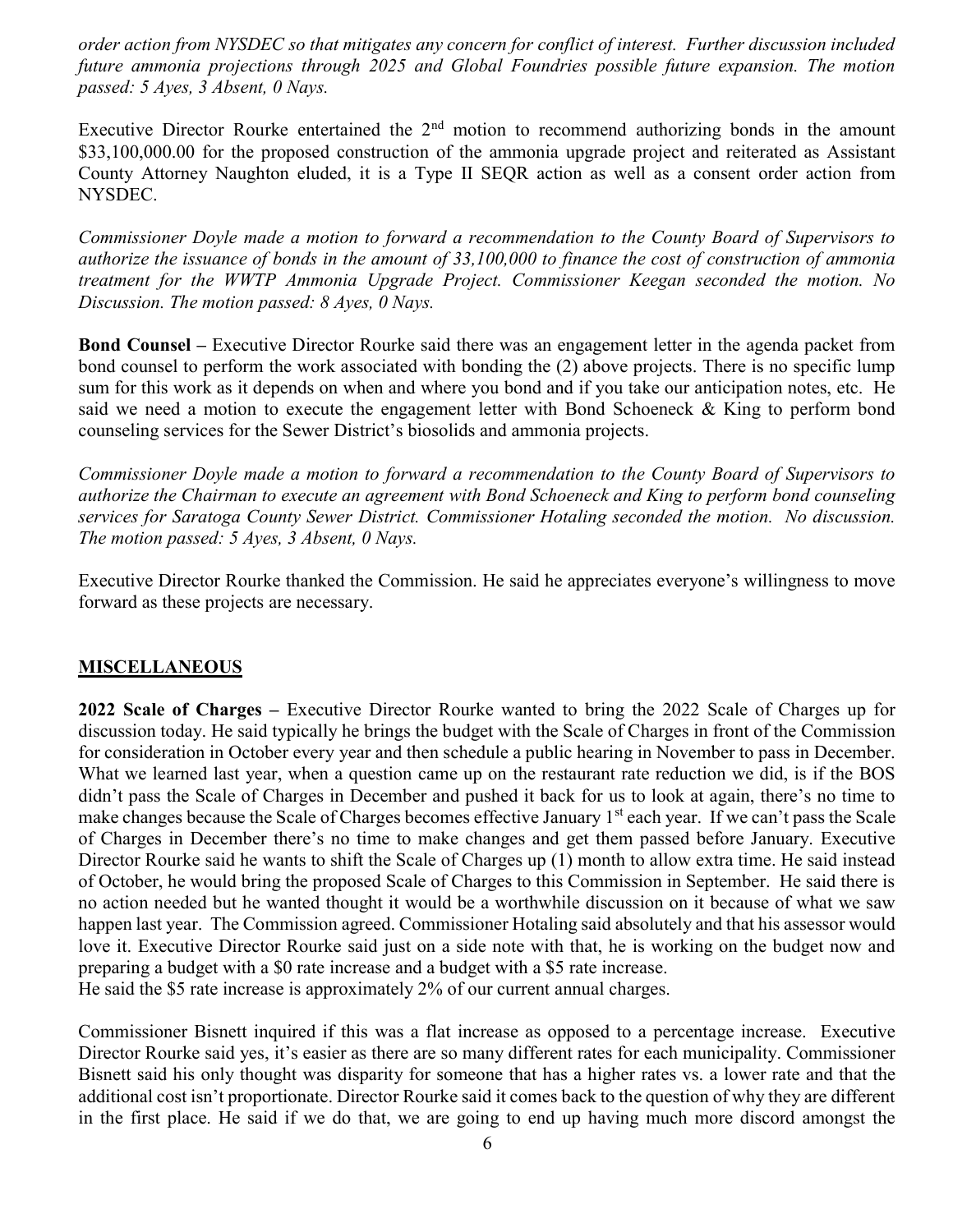*order action from NYSDEC so that mitigates any concern for conflict of interest. Further discussion included future ammonia projections through 2025 and Global Foundries possible future expansion. The motion passed: 5 Ayes, 3 Absent, 0 Nays.*

Executive Director Rourke entertained the 2[nd] motion to recommend authorizing bonds in the amount $33,100,000.00 for the proposed construction of the ammonia upgrade project and reiterated as Assistant County Attorney Naughton eluded, it is a Type II SEQR action as well as a consent order action from NYSDEC.

*Commissioner Doyle made a motion to forward a recommendation to the County Board of Supervisors to authorize the issuance of bonds in the amount of 33,100,000 to finance the cost of construction of ammonia treatment for the WWTP Ammonia Upgrade Project. Commissioner Keegan seconded the motion. No Discussion. The motion passed: 8 Ayes, 0 Nays.*

**Bond Counsel –** Executive Director Rourke said there was an engagement letter in the agenda packet from bond counsel to perform the work associated with bonding the (2) above projects. There is no specific lump sum for this work as it depends on when and where you bond and if you take our anticipation notes, etc. He said we need a motion to execute the engagement letter with Bond Schoeneck & King to perform bond counseling services for the Sewer District's biosolids and ammonia projects.

*Commissioner Doyle made a motion to forward a recommendation to the County Board of Supervisors to authorize the Chairman to execute an agreement with Bond Schoeneck and King to perform bond counseling services for Saratoga County Sewer District. Commissioner Hotaling seconded the motion. No discussion. The motion passed: 5 Ayes, 3 Absent, 0 Nays.*

Executive Director Rourke thanked the Commission. He said he appreciates everyone's willingness to move forward as these projects are necessary.

## MISCELLANEOUS

**2022 Scale of Charges –** Executive Director Rourke wanted to bring the 2022 Scale of Charges up for discussion today. He said typically he brings the budget with the Scale of Charges in front of the Commission for consideration in October every year and then schedule a public hearing in November to pass in December. What we learned last year, when a question came up on the restaurant rate reduction we did, is if the BOS didn't pass the Scale of Charges in December and pushed it back for us to look at again, there's no time to make changes because the Scale of Charges becomes effective January 1[st] each year. If we can't pass the Scale of Charges in December there's no time to make changes and get them passed before January. Executive Director Rourke said he wants to shift the Scale of Charges up (1) month to allow extra time. He said instead of October, he would bring the proposed Scale of Charges to this Commission in September. He said there is no action needed but he wanted thought it would be a worthwhile discussion on it because of what we saw happen last year. The Commission agreed. Commissioner Hotaling said absolutely and that his assessor would love it. Executive Director Rourke said just on a side note with that, he is working on the budget now and preparing a budget with a $0 rate increase and a budget with a $5 rate increase.
He said the $5 rate increase is approximately 2% of our current annual charges.

Commissioner Bisnett inquired if this was a flat increase as opposed to a percentage increase. Executive Director Rourke said yes, it's easier as there are so many different rates for each municipality. Commissioner Bisnett said his only thought was disparity for someone that has a higher rates vs. a lower rate and that the additional cost isn't proportionate. Director Rourke said it comes back to the question of why they are different in the first place. He said if we do that, we are going to end up having much more discord amongst the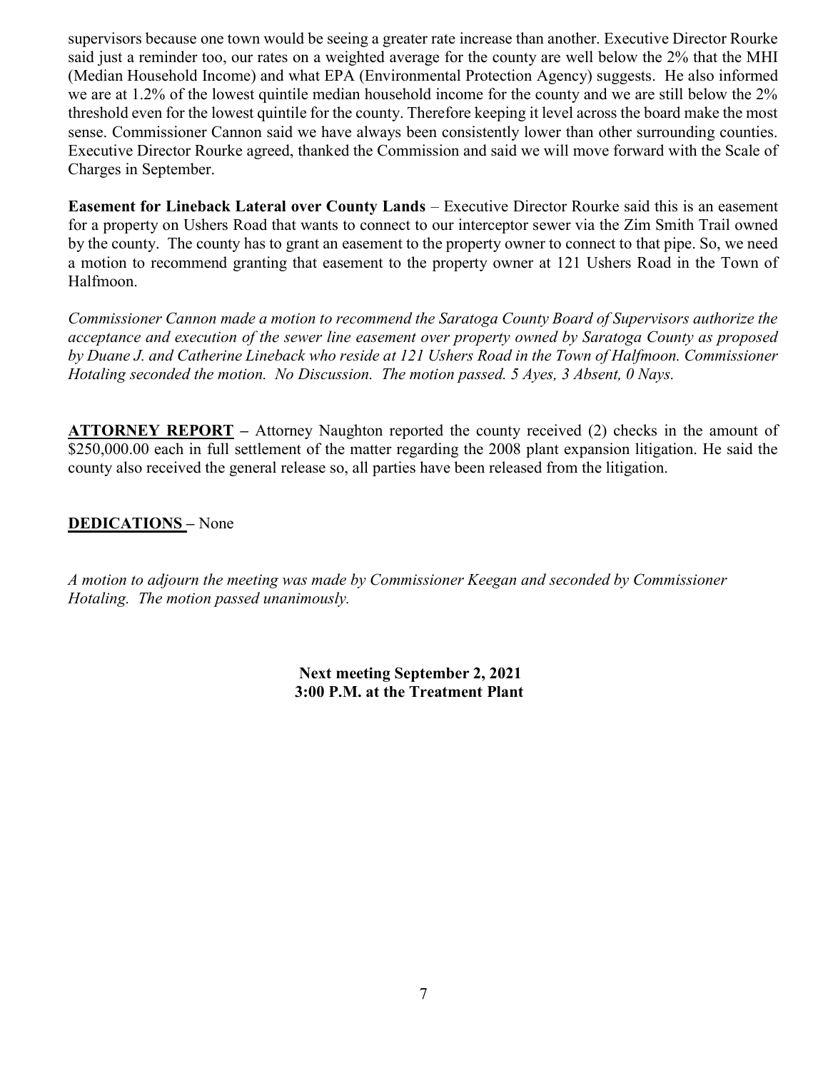supervisors because one town would be seeing a greater rate increase than another. Executive Director Rourke said just a reminder too, our rates on a weighted average for the county are well below the 2% that the MHI (Median Household Income) and what EPA (Environmental Protection Agency) suggests. He also informed we are at 1.2% of the lowest quintile median household income for the county and we are still below the 2% threshold even for the lowest quintile for the county. Therefore keeping it level across the board make the most sense. Commissioner Cannon said we have always been consistently lower than other surrounding counties. Executive Director Rourke agreed, thanked the Commission and said we will move forward with the Scale of Charges in September.

**Easement for Lineback Lateral over County Lands** – Executive Director Rourke said this is an easement for a property on Ushers Road that wants to connect to our interceptor sewer via the Zim Smith Trail owned by the county. The county has to grant an easement to the property owner to connect to that pipe. So, we need a motion to recommend granting that easement to the property owner at 121 Ushers Road in the Town of Halfmoon.

*Commissioner Cannon made a motion to recommend the Saratoga County Board of Supervisors authorize the acceptance and execution of the sewer line easement over property owned by Saratoga County as proposed by Duane J. and Catherine Lineback who reside at 121 Ushers Road in the Town of Halfmoon. Commissioner Hotaling seconded the motion. No Discussion. The motion passed. 5 Ayes, 3 Absent, 0 Nays.*

**ATTORNEY REPORT –** Attorney Naughton reported the county received (2) checks in the amount of $250,000.00 each in full settlement of the matter regarding the 2008 plant expansion litigation. He said the county also received the general release so, all parties have been released from the litigation.

**DEDICATIONS –** None

*A motion to adjourn the meeting was made by Commissioner Keegan and seconded by Commissioner Hotaling. The motion passed unanimously.*

**Next meeting September 2, 2021**
**3:00 P.M. at the Treatment Plant**